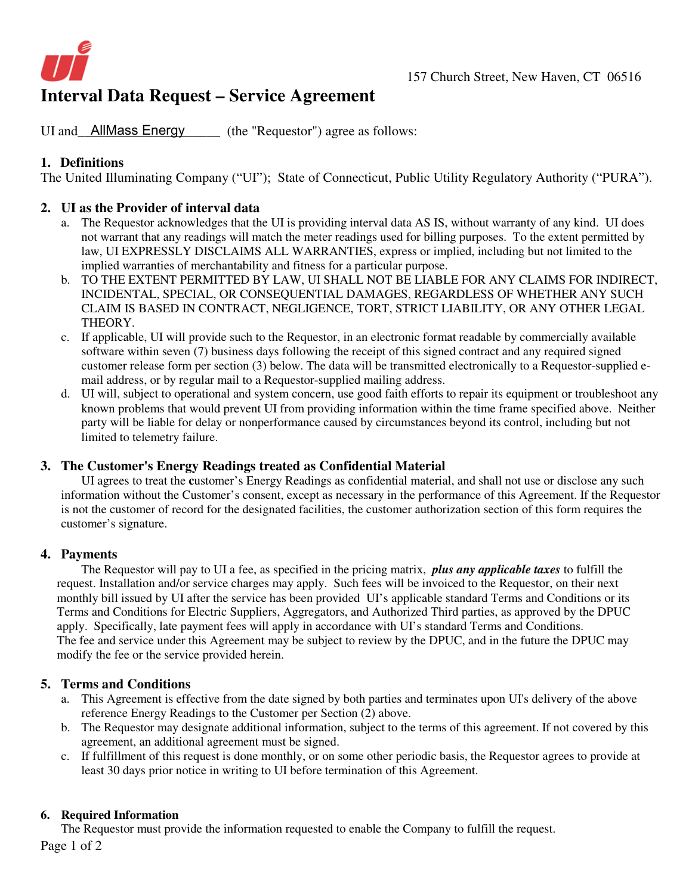157 Church Street, New Haven, CT 06516

# Interval Data Request – Service Agreement

UI and AllMass Energy (the "Requestor") agree as follows:

## 1. Definitions

The United Illuminating Company ("UI"); State of Connecticut, Public Utility Regulatory Authority ("PURA").

## 2. UI as the Provider of interval data

a. The Requestor acknowledges that the UI is providing interval data AS IS, without warranty of any kind. UI does not warrant that any readings will match the meter readings used for billing purposes. To the extent permitted by law, UI EXPRESSLY DISCLAIMS ALL WARRANTIES, express or implied, including but not limited to the implied warranties of merchantability and fitness for a particular purpose.

b. TO THE EXTENT PERMITTED BY LAW, UI SHALL NOT BE LIABLE FOR ANY CLAIMS FOR INDIRECT, INCIDENTAL, SPECIAL, OR CONSEQUENTIAL DAMAGES, REGARDLESS OF WHETHER ANY SUCH CLAIM IS BASED IN CONTRACT, NEGLIGENCE, TORT, STRICT LIABILITY, OR ANY OTHER LEGAL THEORY.

c. If applicable, UI will provide such to the Requestor, in an electronic format readable by commercially available software within seven (7) business days following the receipt of this signed contract and any required signed customer release form per section (3) below. The data will be transmitted electronically to a Requestor-supplied e-mail address, or by regular mail to a Requestor-supplied mailing address.

d. UI will, subject to operational and system concern, use good faith efforts to repair its equipment or troubleshoot any known problems that would prevent UI from providing information within the time frame specified above. Neither party will be liable for delay or nonperformance caused by circumstances beyond its control, including but not limited to telemetry failure.

## 3. The Customer's Energy Readings treated as Confidential Material

UI agrees to treat the **c**ustomer's Energy Readings as confidential material, and shall not use or disclose any such information without the Customer's consent, except as necessary in the performance of this Agreement. If the Requestor is not the customer of record for the designated facilities, the customer authorization section of this form requires the customer's signature.

## 4. Payments

The Requestor will pay to UI a fee, as specified in the pricing matrix, ***plus any applicable taxes*** to fulfill the request. Installation and/or service charges may apply. Such fees will be invoiced to the Requestor, on their next monthly bill issued by UI after the service has been provided UI's applicable standard Terms and Conditions or its Terms and Conditions for Electric Suppliers, Aggregators, and Authorized Third parties, as approved by the DPUC apply. Specifically, late payment fees will apply in accordance with UI's standard Terms and Conditions. The fee and service under this Agreement may be subject to review by the DPUC, and in the future the DPUC may modify the fee or the service provided herein.

## 5. Terms and Conditions

a. This Agreement is effective from the date signed by both parties and terminates upon UI's delivery of the above reference Energy Readings to the Customer per Section (2) above.

b. The Requestor may designate additional information, subject to the terms of this agreement. If not covered by this agreement, an additional agreement must be signed.

c. If fulfillment of this request is done monthly, or on some other periodic basis, the Requestor agrees to provide at least 30 days prior notice in writing to UI before termination of this Agreement.

## 6. Required Information

The Requestor must provide the information requested to enable the Company to fulfill the request.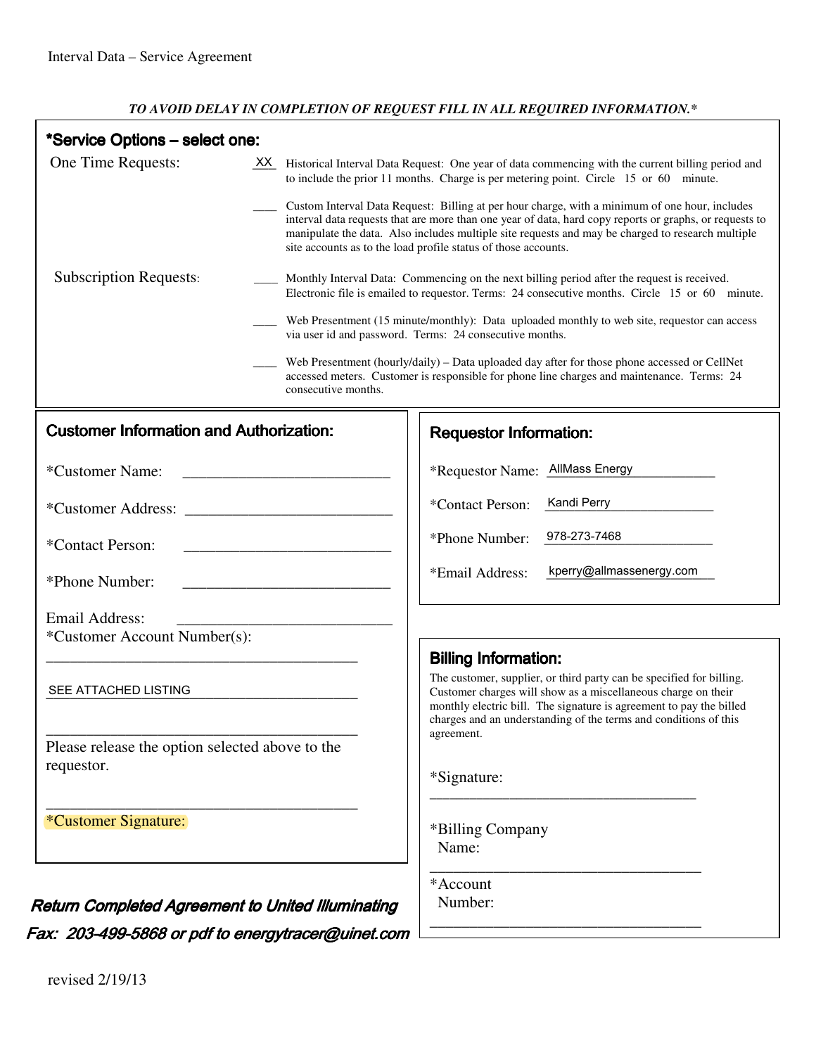Interval Data – Service Agreement

***TO AVOID DELAY IN COMPLETION OF REQUEST FILL IN ALL REQUIRED INFORMATION.****

## *Service Options – select one:

**One Time Requests:**

XX Historical Interval Data Request: One year of data commencing with the current billing period and to include the prior 11 months. Charge is per metering point. Circle 15 or 60 minute.

____ Custom Interval Data Request: Billing at per hour charge, with a minimum of one hour, includes interval data requests that are more than one year of data, hard copy reports or graphs, or requests to manipulate the data. Also includes multiple site requests and may be charged to research multiple site accounts as to the load profile status of those accounts.

**Subscription Requests:**

____ Monthly Interval Data: Commencing on the next billing period after the request is received. Electronic file is emailed to requestor. Terms: 24 consecutive months. Circle 15 or 60 minute.

____ Web Presentment (15 minute/monthly): Data uploaded monthly to web site, requestor can access via user id and password. Terms: 24 consecutive months.

____ Web Presentment (hourly/daily) – Data uploaded day after for those phone accessed or CellNet accessed meters. Customer is responsible for phone line charges and maintenance. Terms: 24 consecutive months.

## Customer Information and Authorization:

*Customer Name: ____________________________

*Customer Address: ____________________________

*Contact Person: ____________________________

*Phone Number: ____________________________

Email Address: ____________________________

*Customer Account Number(s):

____________________________

SEE ATTACHED LISTING

____________________________

Please release the option selected above to the requestor.

____________________________

*Customer Signature:

## Requestor Information:

*Requestor Name: AllMass Energy

*Contact Person: Kandi Perry

*Phone Number: 978-273-7468

*Email Address: kperry@allmassenergy.com

## Billing Information:

The customer, supplier, or third party can be specified for billing. Customer charges will show as a miscellaneous charge on their monthly electric bill. The signature is agreement to pay the billed charges and an understanding of the terms and conditions of this agreement.

*Signature: ____________________________

*Billing Company Name: ____________________________

*Account Number: ____________________________

***Return Completed Agreement to United Illuminating***
***Fax: 203-499-5868 or pdf to energytracer@uinet.com***

revised 2/19/13